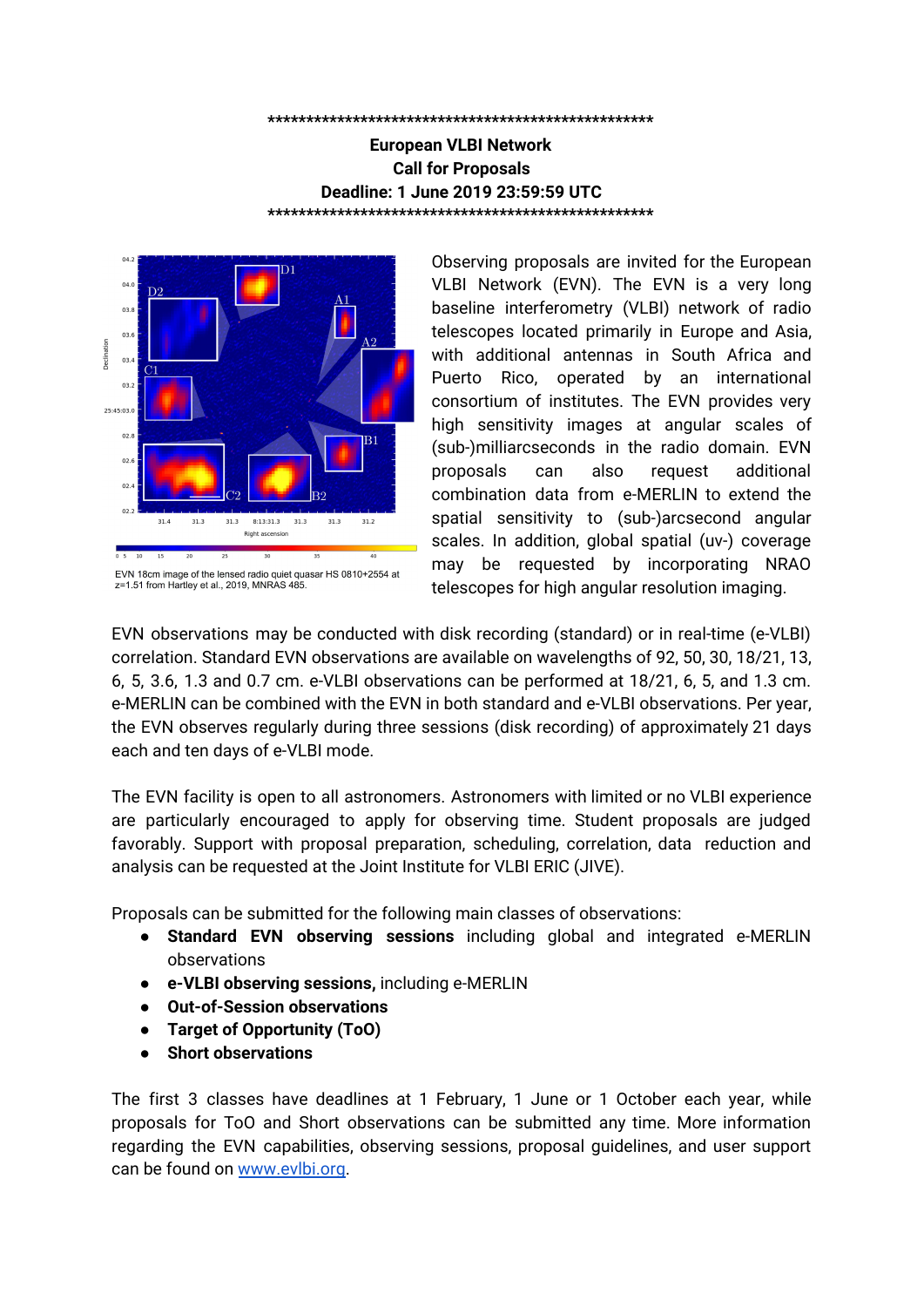\*\*\*\*\*\*\*\*\*\*\*\*\*\*\*\*\*\*\*\*\*\*\*\*\*\*\*\*\*\*\*\*\*\*\*\*\*\*\*\*\*\*\*\*\*\*\*\*\*\*\*\*

**European VLBI Network**

**Call for Proposals**

**Deadline: 1 June 2019 23:59:59 UTC**

\*\*\*\*\*\*\*\*\*\*\*\*\*\*\*\*\*\*\*\*\*\*\*\*\*\*\*\*\*\*\*\*\*\*\*\*\*\*\*\*\*\*\*\*\*\*\*\*\*\*\*\*

EVN 18cm image of the lensed radio quiet quasar HS 0810+2554 at z=1.51 from Hartley et al., 2019, MNRAS 485.

Observing proposals are invited for the European VLBI Network (EVN). The EVN is a very long baseline interferometry (VLBI) network of radio telescopes located primarily in Europe and Asia, with additional antennas in South Africa and Puerto Rico, operated by an international consortium of institutes. The EVN provides very high sensitivity images at angular scales of (sub-)milliarcseconds in the radio domain. EVN proposals can also request additional combination data from e-MERLIN to extend the spatial sensitivity to (sub-)arcsecond angular scales. In addition, global spatial (uv-) coverage may be requested by incorporating NRAO telescopes for high angular resolution imaging.

EVN observations may be conducted with disk recording (standard) or in real-time (e-VLBI) correlation. Standard EVN observations are available on wavelengths of 92, 50, 30, 18/21, 13, 6, 5, 3.6, 1.3 and 0.7 cm. e-VLBI observations can be performed at 18/21, 6, 5, and 1.3 cm. e-MERLIN can be combined with the EVN in both standard and e-VLBI observations. Per year, the EVN observes regularly during three sessions (disk recording) of approximately 21 days each and ten days of e-VLBI mode.

The EVN facility is open to all astronomers. Astronomers with limited or no VLBI experience are particularly encouraged to apply for observing time. Student proposals are judged favorably. Support with proposal preparation, scheduling, correlation, data reduction and analysis can be requested at the Joint Institute for VLBI ERIC (JIVE).

Proposals can be submitted for the following main classes of observations:

- **Standard EVN observing sessions** including global and integrated e-MERLIN observations
- **e-VLBI observing sessions,** including e-MERLIN
- **Out-of-Session observations**
- **Target of Opportunity (ToO)**
- **Short observations**

The first 3 classes have deadlines at 1 February, 1 June or 1 October each year, while proposals for ToO and Short observations can be submitted any time. More information regarding the EVN capabilities, observing sessions, proposal guidelines, and user support can be found on [www.evlbi.org](http://www.evlbi.org).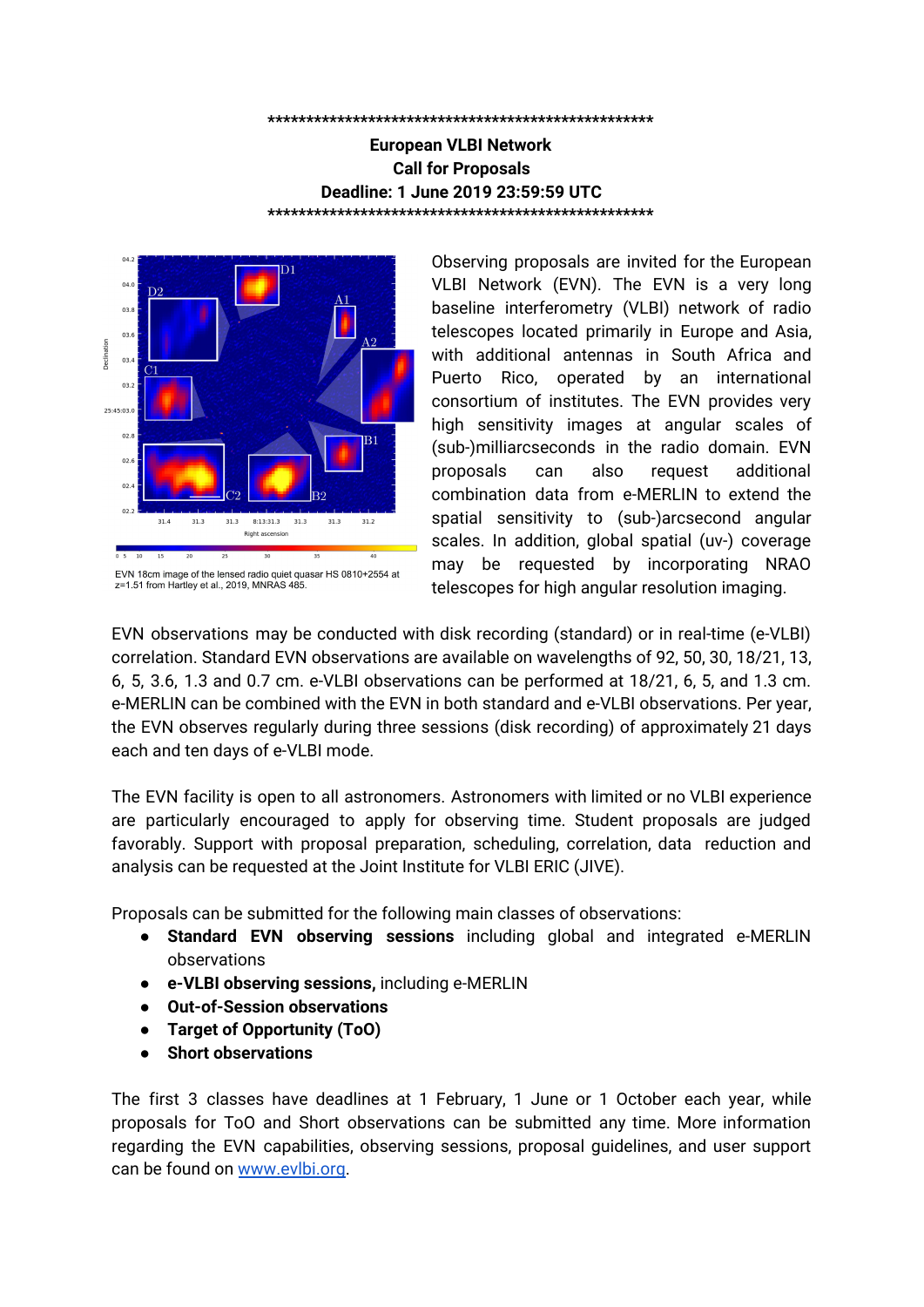\*\*\*\*\*\*\*\*\*\*\*\*\*\*\*\*\*\*\*\*\*\*\*\*\*\*\*\*\*\*\*\*\*\*\*\*\*\*\*\*\*\*\*\*\*\*\*\*\*\*\*\*

**European VLBI Network**
**Call for Proposals**
**Deadline: 1 June 2019 23:59:59 UTC**

\*\*\*\*\*\*\*\*\*\*\*\*\*\*\*\*\*\*\*\*\*\*\*\*\*\*\*\*\*\*\*\*\*\*\*\*\*\*\*\*\*\*\*\*\*\*\*\*\*\*\*\*

EVN 18cm image of the lensed radio quiet quasar HS 0810+2554 at z=1.51 from Hartley et al., 2019, MNRAS 485.

Observing proposals are invited for the European VLBI Network (EVN). The EVN is a very long baseline interferometry (VLBI) network of radio telescopes located primarily in Europe and Asia, with additional antennas in South Africa and Puerto Rico, operated by an international consortium of institutes. The EVN provides very high sensitivity images at angular scales of (sub-)milliarcseconds in the radio domain. EVN proposals can also request additional combination data from e-MERLIN to extend the spatial sensitivity to (sub-)arcsecond angular scales. In addition, global spatial (uv-) coverage may be requested by incorporating NRAO telescopes for high angular resolution imaging.

EVN observations may be conducted with disk recording (standard) or in real-time (e-VLBI) correlation. Standard EVN observations are available on wavelengths of 92, 50, 30, 18/21, 13, 6, 5, 3.6, 1.3 and 0.7 cm. e-VLBI observations can be performed at 18/21, 6, 5, and 1.3 cm. e-MERLIN can be combined with the EVN in both standard and e-VLBI observations. Per year, the EVN observes regularly during three sessions (disk recording) of approximately 21 days each and ten days of e-VLBI mode.

The EVN facility is open to all astronomers. Astronomers with limited or no VLBI experience are particularly encouraged to apply for observing time. Student proposals are judged favorably. Support with proposal preparation, scheduling, correlation, data reduction and analysis can be requested at the Joint Institute for VLBI ERIC (JIVE).

Proposals can be submitted for the following main classes of observations:

- **Standard EVN observing sessions** including global and integrated e-MERLIN observations
- **e-VLBI observing sessions,** including e-MERLIN
- **Out-of-Session observations**
- **Target of Opportunity (ToO)**
- **Short observations**

The first 3 classes have deadlines at 1 February, 1 June or 1 October each year, while proposals for ToO and Short observations can be submitted any time. More information regarding the EVN capabilities, observing sessions, proposal guidelines, and user support can be found on [www.evlbi.org](http://www.evlbi.org).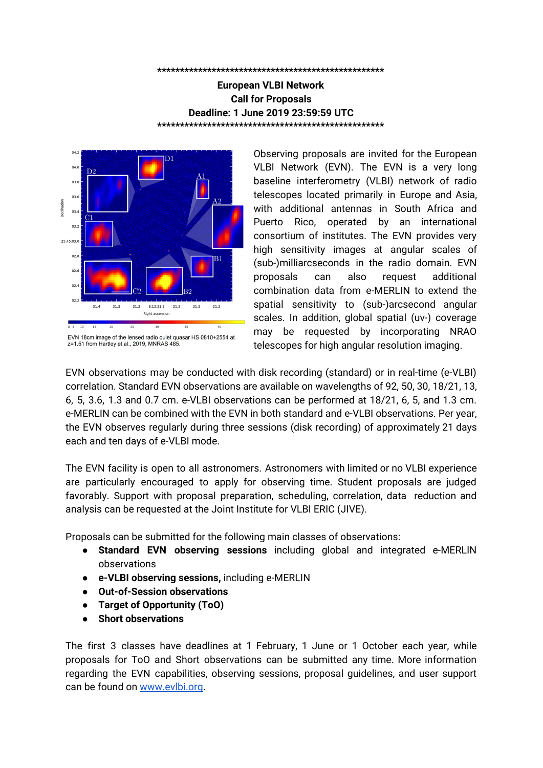\*\*\*\*\*\*\*\*\*\*\*\*\*\*\*\*\*\*\*\*\*\*\*\*\*\*\*\*\*\*\*\*\*\*\*\*\*\*\*\*\*\*\*\*\*\*\*\*\*\*\*\*

**European VLBI Network**

**Call for Proposals**

**Deadline: 1 June 2019 23:59:59 UTC**

\*\*\*\*\*\*\*\*\*\*\*\*\*\*\*\*\*\*\*\*\*\*\*\*\*\*\*\*\*\*\*\*\*\*\*\*\*\*\*\*\*\*\*\*\*\*\*\*\*\*\*\*

EVN 18cm image of the lensed radio quiet quasar HS 0810+2554 at z=1.51 from Hartley et al., 2019, MNRAS 485.

Observing proposals are invited for the European VLBI Network (EVN). The EVN is a very long baseline interferometry (VLBI) network of radio telescopes located primarily in Europe and Asia, with additional antennas in South Africa and Puerto Rico, operated by an international consortium of institutes. The EVN provides very high sensitivity images at angular scales of (sub-)milliarcseconds in the radio domain. EVN proposals can also request additional combination data from e-MERLIN to extend the spatial sensitivity to (sub-)arcsecond angular scales. In addition, global spatial (uv-) coverage may be requested by incorporating NRAO telescopes for high angular resolution imaging.

EVN observations may be conducted with disk recording (standard) or in real-time (e-VLBI) correlation. Standard EVN observations are available on wavelengths of 92, 50, 30, 18/21, 13, 6, 5, 3.6, 1.3 and 0.7 cm. e-VLBI observations can be performed at 18/21, 6, 5, and 1.3 cm. e-MERLIN can be combined with the EVN in both standard and e-VLBI observations. Per year, the EVN observes regularly during three sessions (disk recording) of approximately 21 days each and ten days of e-VLBI mode.

The EVN facility is open to all astronomers. Astronomers with limited or no VLBI experience are particularly encouraged to apply for observing time. Student proposals are judged favorably. Support with proposal preparation, scheduling, correlation, data reduction and analysis can be requested at the Joint Institute for VLBI ERIC (JIVE).

Proposals can be submitted for the following main classes of observations:

- **Standard EVN observing sessions** including global and integrated e-MERLIN observations
- **e-VLBI observing sessions,** including e-MERLIN
- **Out-of-Session observations**
- **Target of Opportunity (ToO)**
- **Short observations**

The first 3 classes have deadlines at 1 February, 1 June or 1 October each year, while proposals for ToO and Short observations can be submitted any time. More information regarding the EVN capabilities, observing sessions, proposal guidelines, and user support can be found on [www.evlbi.org](http://www.evlbi.org).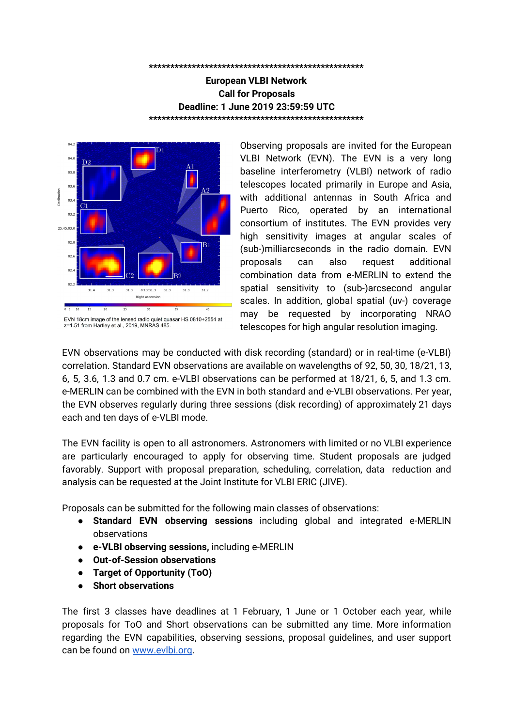\*\*\*\*\*\*\*\*\*\*\*\*\*\*\*\*\*\*\*\*\*\*\*\*\*\*\*\*\*\*\*\*\*\*\*\*\*\*\*\*\*\*\*\*\*\*\*\*\*\*\*\*\*

**European VLBI Network**
**Call for Proposals**
**Deadline: 1 June 2019 23:59:59 UTC**

\*\*\*\*\*\*\*\*\*\*\*\*\*\*\*\*\*\*\*\*\*\*\*\*\*\*\*\*\*\*\*\*\*\*\*\*\*\*\*\*\*\*\*\*\*\*\*\*\*\*\*\*\*

EVN 18cm image of the lensed radio quiet quasar HS 0810+2554 at z=1.51 from Hartley et al., 2019, MNRAS 485.

Observing proposals are invited for the European VLBI Network (EVN). The EVN is a very long baseline interferometry (VLBI) network of radio telescopes located primarily in Europe and Asia, with additional antennas in South Africa and Puerto Rico, operated by an international consortium of institutes. The EVN provides very high sensitivity images at angular scales of (sub-)milliarcseconds in the radio domain. EVN proposals can also request additional combination data from e-MERLIN to extend the spatial sensitivity to (sub-)arcsecond angular scales. In addition, global spatial (uv-) coverage may be requested by incorporating NRAO telescopes for high angular resolution imaging.

EVN observations may be conducted with disk recording (standard) or in real-time (e-VLBI) correlation. Standard EVN observations are available on wavelengths of 92, 50, 30, 18/21, 13, 6, 5, 3.6, 1.3 and 0.7 cm. e-VLBI observations can be performed at 18/21, 6, 5, and 1.3 cm. e-MERLIN can be combined with the EVN in both standard and e-VLBI observations. Per year, the EVN observes regularly during three sessions (disk recording) of approximately 21 days each and ten days of e-VLBI mode.

The EVN facility is open to all astronomers. Astronomers with limited or no VLBI experience are particularly encouraged to apply for observing time. Student proposals are judged favorably. Support with proposal preparation, scheduling, correlation, data reduction and analysis can be requested at the Joint Institute for VLBI ERIC (JIVE).

Proposals can be submitted for the following main classes of observations:

- **Standard EVN observing sessions** including global and integrated e-MERLIN observations
- **e-VLBI observing sessions,** including e-MERLIN
- **Out-of-Session observations**
- **Target of Opportunity (ToO)**
- **Short observations**

The first 3 classes have deadlines at 1 February, 1 June or 1 October each year, while proposals for ToO and Short observations can be submitted any time. More information regarding the EVN capabilities, observing sessions, proposal guidelines, and user support can be found on [www.evlbi.org](http://www.evlbi.org).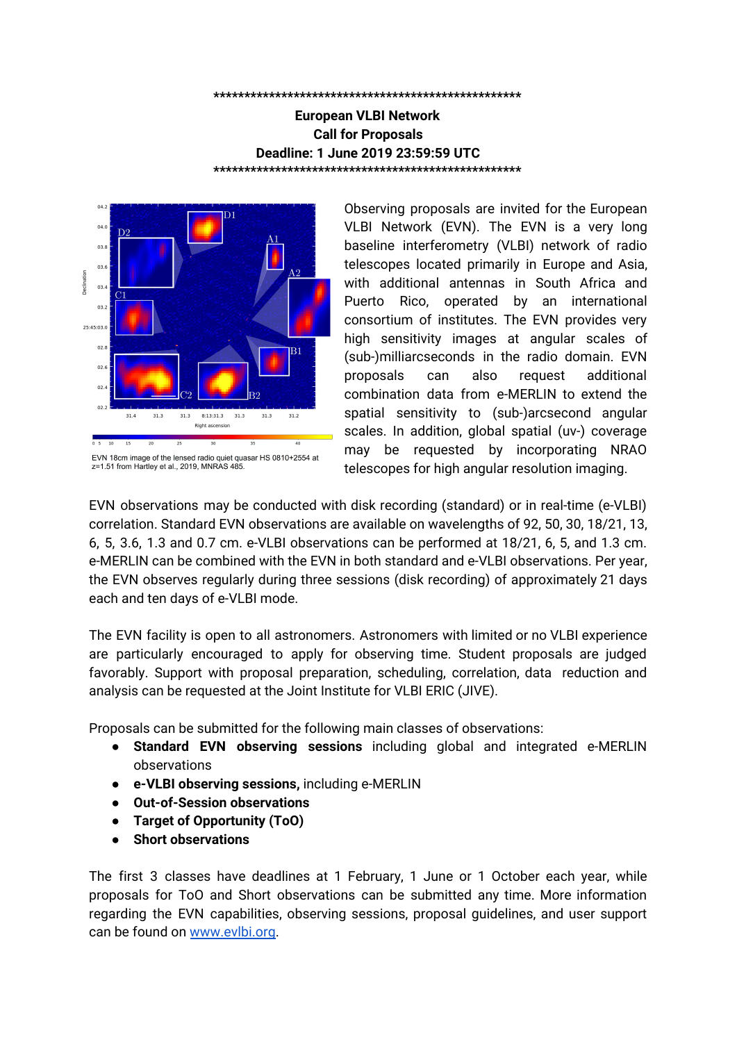\*\*\*\*\*\*\*\*\*\*\*\*\*\*\*\*\*\*\*\*\*\*\*\*\*\*\*\*\*\*\*\*\*\*\*\*\*\*\*\*\*\*\*\*\*\*\*\*\*\*\*\*\*\*\*\*

**European VLBI Network**
**Call for Proposals**
**Deadline: 1 June 2019 23:59:59 UTC**

\*\*\*\*\*\*\*\*\*\*\*\*\*\*\*\*\*\*\*\*\*\*\*\*\*\*\*\*\*\*\*\*\*\*\*\*\*\*\*\*\*\*\*\*\*\*\*\*\*\*\*\*\*\*\*\*

EVN 18cm image of the lensed radio quiet quasar HS 0810+2554 at z=1.51 from Hartley et al., 2019, MNRAS 485.

Observing proposals are invited for the European VLBI Network (EVN). The EVN is a very long baseline interferometry (VLBI) network of radio telescopes located primarily in Europe and Asia, with additional antennas in South Africa and Puerto Rico, operated by an international consortium of institutes. The EVN provides very high sensitivity images at angular scales of (sub-)milliarcseconds in the radio domain. EVN proposals can also request additional combination data from e-MERLIN to extend the spatial sensitivity to (sub-)arcsecond angular scales. In addition, global spatial (uv-) coverage may be requested by incorporating NRAO telescopes for high angular resolution imaging.

EVN observations may be conducted with disk recording (standard) or in real-time (e-VLBI) correlation. Standard EVN observations are available on wavelengths of 92, 50, 30, 18/21, 13, 6, 5, 3.6, 1.3 and 0.7 cm. e-VLBI observations can be performed at 18/21, 6, 5, and 1.3 cm. e-MERLIN can be combined with the EVN in both standard and e-VLBI observations. Per year, the EVN observes regularly during three sessions (disk recording) of approximately 21 days each and ten days of e-VLBI mode.

The EVN facility is open to all astronomers. Astronomers with limited or no VLBI experience are particularly encouraged to apply for observing time. Student proposals are judged favorably. Support with proposal preparation, scheduling, correlation, data reduction and analysis can be requested at the Joint Institute for VLBI ERIC (JIVE).

Proposals can be submitted for the following main classes of observations:

- **Standard EVN observing sessions** including global and integrated e-MERLIN observations
- **e-VLBI observing sessions,** including e-MERLIN
- **Out-of-Session observations**
- **Target of Opportunity (ToO)**
- **Short observations**

The first 3 classes have deadlines at 1 February, 1 June or 1 October each year, while proposals for ToO and Short observations can be submitted any time. More information regarding the EVN capabilities, observing sessions, proposal guidelines, and user support can be found on [www.evlbi.org](http://www.evlbi.org).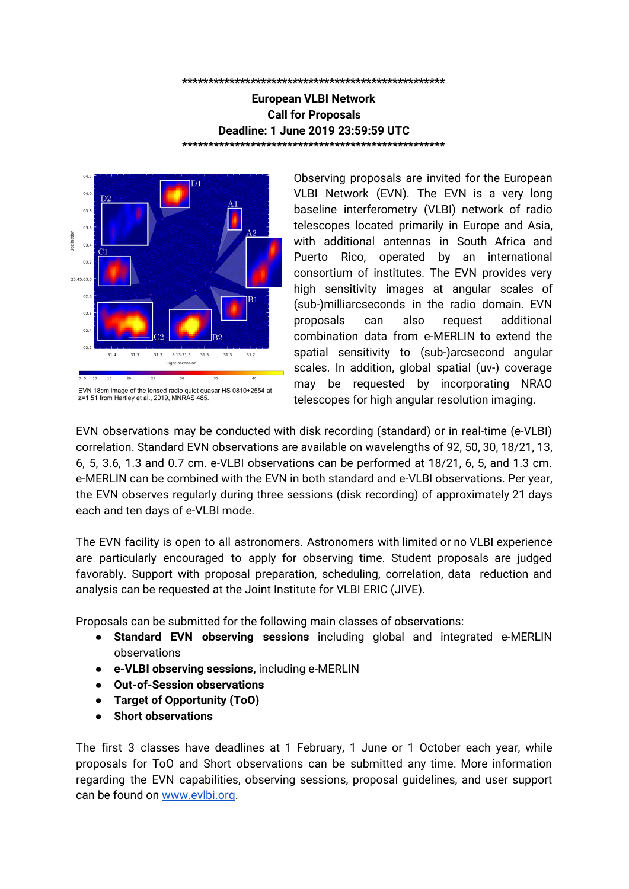\*\*\*\*\*\*\*\*\*\*\*\*\*\*\*\*\*\*\*\*\*\*\*\*\*\*\*\*\*\*\*\*\*\*\*\*\*\*\*\*\*\*\*\*\*\*\*\*\*\*\*\*

**European VLBI Network**
**Call for Proposals**
**Deadline: 1 June 2019 23:59:59 UTC**

\*\*\*\*\*\*\*\*\*\*\*\*\*\*\*\*\*\*\*\*\*\*\*\*\*\*\*\*\*\*\*\*\*\*\*\*\*\*\*\*\*\*\*\*\*\*\*\*\*\*\*\*

EVN 18cm image of the lensed radio quiet quasar HS 0810+2554 at z=1.51 from Hartley et al., 2019, MNRAS 485.

Observing proposals are invited for the European VLBI Network (EVN). The EVN is a very long baseline interferometry (VLBI) network of radio telescopes located primarily in Europe and Asia, with additional antennas in South Africa and Puerto Rico, operated by an international consortium of institutes. The EVN provides very high sensitivity images at angular scales of (sub-)milliarcseconds in the radio domain. EVN proposals can also request additional combination data from e-MERLIN to extend the spatial sensitivity to (sub-)arcsecond angular scales. In addition, global spatial (uv-) coverage may be requested by incorporating NRAO telescopes for high angular resolution imaging.

EVN observations may be conducted with disk recording (standard) or in real-time (e-VLBI) correlation. Standard EVN observations are available on wavelengths of 92, 50, 30, 18/21, 13, 6, 5, 3.6, 1.3 and 0.7 cm. e-VLBI observations can be performed at 18/21, 6, 5, and 1.3 cm. e-MERLIN can be combined with the EVN in both standard and e-VLBI observations. Per year, the EVN observes regularly during three sessions (disk recording) of approximately 21 days each and ten days of e-VLBI mode.

The EVN facility is open to all astronomers. Astronomers with limited or no VLBI experience are particularly encouraged to apply for observing time. Student proposals are judged favorably. Support with proposal preparation, scheduling, correlation, data reduction and analysis can be requested at the Joint Institute for VLBI ERIC (JIVE).

Proposals can be submitted for the following main classes of observations:

- **Standard EVN observing sessions** including global and integrated e-MERLIN observations
- **e-VLBI observing sessions,** including e-MERLIN
- **Out-of-Session observations**
- **Target of Opportunity (ToO)**
- **Short observations**

The first 3 classes have deadlines at 1 February, 1 June or 1 October each year, while proposals for ToO and Short observations can be submitted any time. More information regarding the EVN capabilities, observing sessions, proposal guidelines, and user support can be found on [www.evlbi.org](http://www.evlbi.org).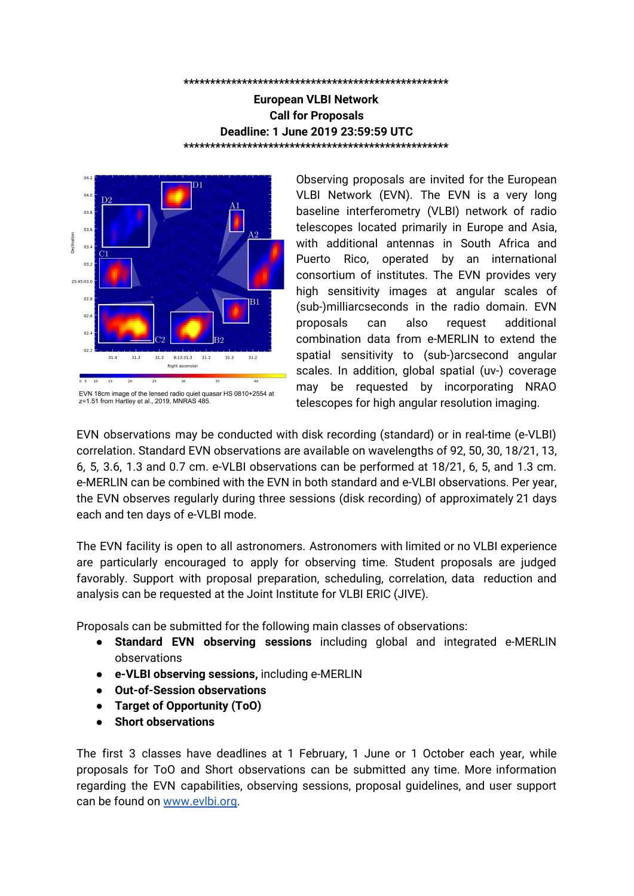**********************************************************

**European VLBI Network**
**Call for Proposals**
**Deadline: 1 June 2019 23:59:59 UTC**

**********************************************************

EVN 18cm image of the lensed radio quiet quasar HS 0810+2554 at z=1.51 from Hartley et al., 2019, MNRAS 485.

Observing proposals are invited for the European VLBI Network (EVN). The EVN is a very long baseline interferometry (VLBI) network of radio telescopes located primarily in Europe and Asia, with additional antennas in South Africa and Puerto Rico, operated by an international consortium of institutes. The EVN provides very high sensitivity images at angular scales of (sub-)milliarcseconds in the radio domain. EVN proposals can also request additional combination data from e-MERLIN to extend the spatial sensitivity to (sub-)arcsecond angular scales. In addition, global spatial (uv-) coverage may be requested by incorporating NRAO telescopes for high angular resolution imaging.

EVN observations may be conducted with disk recording (standard) or in real-time (e-VLBI) correlation. Standard EVN observations are available on wavelengths of 92, 50, 30, 18/21, 13, 6, 5, 3.6, 1.3 and 0.7 cm. e-VLBI observations can be performed at 18/21, 6, 5, and 1.3 cm. e-MERLIN can be combined with the EVN in both standard and e-VLBI observations. Per year, the EVN observes regularly during three sessions (disk recording) of approximately 21 days each and ten days of e-VLBI mode.

The EVN facility is open to all astronomers. Astronomers with limited or no VLBI experience are particularly encouraged to apply for observing time. Student proposals are judged favorably. Support with proposal preparation, scheduling, correlation, data reduction and analysis can be requested at the Joint Institute for VLBI ERIC (JIVE).

Proposals can be submitted for the following main classes of observations:

- **Standard EVN observing sessions** including global and integrated e-MERLIN observations
- **e-VLBI observing sessions,** including e-MERLIN
- **Out-of-Session observations**
- **Target of Opportunity (ToO)**
- **Short observations**

The first 3 classes have deadlines at 1 February, 1 June or 1 October each year, while proposals for ToO and Short observations can be submitted any time. More information regarding the EVN capabilities, observing sessions, proposal guidelines, and user support can be found on [www.evlbi.org](http://www.evlbi.org).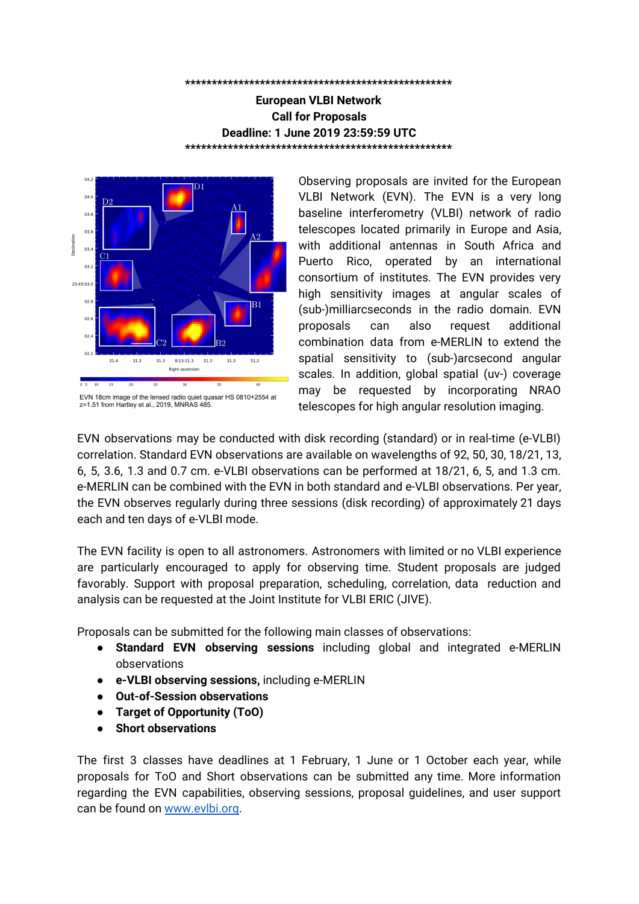\*\*\*\*\*\*\*\*\*\*\*\*\*\*\*\*\*\*\*\*\*\*\*\*\*\*\*\*\*\*\*\*\*\*\*\*\*\*\*\*\*\*\*\*\*\*\*\*\*\*\*\*\*\*\*

**European VLBI Network**

**Call for Proposals**

**Deadline: 1 June 2019 23:59:59 UTC**

\*\*\*\*\*\*\*\*\*\*\*\*\*\*\*\*\*\*\*\*\*\*\*\*\*\*\*\*\*\*\*\*\*\*\*\*\*\*\*\*\*\*\*\*\*\*\*\*\*\*\*\*\*\*\*

EVN 18cm image of the lensed radio quiet quasar HS 0810+2554 at z=1.51 from Hartley et al., 2019, MNRAS 485.

Observing proposals are invited for the European VLBI Network (EVN). The EVN is a very long baseline interferometry (VLBI) network of radio telescopes located primarily in Europe and Asia, with additional antennas in South Africa and Puerto Rico, operated by an international consortium of institutes. The EVN provides very high sensitivity images at angular scales of (sub-)milliarcseconds in the radio domain. EVN proposals can also request additional combination data from e-MERLIN to extend the spatial sensitivity to (sub-)arcsecond angular scales. In addition, global spatial (uv-) coverage may be requested by incorporating NRAO telescopes for high angular resolution imaging.

EVN observations may be conducted with disk recording (standard) or in real-time (e-VLBI) correlation. Standard EVN observations are available on wavelengths of 92, 50, 30, 18/21, 13, 6, 5, 3.6, 1.3 and 0.7 cm. e-VLBI observations can be performed at 18/21, 6, 5, and 1.3 cm. e-MERLIN can be combined with the EVN in both standard and e-VLBI observations. Per year, the EVN observes regularly during three sessions (disk recording) of approximately 21 days each and ten days of e-VLBI mode.

The EVN facility is open to all astronomers. Astronomers with limited or no VLBI experience are particularly encouraged to apply for observing time. Student proposals are judged favorably. Support with proposal preparation, scheduling, correlation, data reduction and analysis can be requested at the Joint Institute for VLBI ERIC (JIVE).

Proposals can be submitted for the following main classes of observations:

- **Standard EVN observing sessions** including global and integrated e-MERLIN observations
- **e-VLBI observing sessions,** including e-MERLIN
- **Out-of-Session observations**
- **Target of Opportunity (ToO)**
- **Short observations**

The first 3 classes have deadlines at 1 February, 1 June or 1 October each year, while proposals for ToO and Short observations can be submitted any time. More information regarding the EVN capabilities, observing sessions, proposal guidelines, and user support can be found on [www.evlbi.org](http://www.evlbi.org).